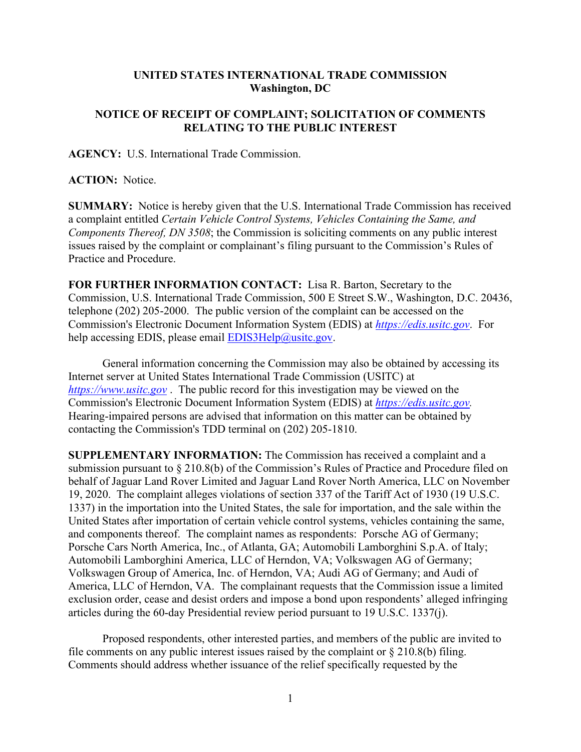**UNITED STATES INTERNATIONAL TRADE COMMISSION**
**Washington, DC**

**NOTICE OF RECEIPT OF COMPLAINT; SOLICITATION OF COMMENTS RELATING TO THE PUBLIC INTEREST**

**AGENCY:** U.S. International Trade Commission.

**ACTION:** Notice.

**SUMMARY:** Notice is hereby given that the U.S. International Trade Commission has received a complaint entitled *Certain Vehicle Control Systems, Vehicles Containing the Same, and Components Thereof, DN 3508*; the Commission is soliciting comments on any public interest issues raised by the complaint or complainant's filing pursuant to the Commission's Rules of Practice and Procedure.

**FOR FURTHER INFORMATION CONTACT:** Lisa R. Barton, Secretary to the Commission, U.S. International Trade Commission, 500 E Street S.W., Washington, D.C. 20436, telephone (202) 205-2000. The public version of the complaint can be accessed on the Commission's Electronic Document Information System (EDIS) at *https://edis.usitc.gov*. For help accessing EDIS, please email EDIS3Help@usitc.gov.

General information concerning the Commission may also be obtained by accessing its Internet server at United States International Trade Commission (USITC) at *https://www.usitc.gov* . The public record for this investigation may be viewed on the Commission's Electronic Document Information System (EDIS) at *https://edis.usitc.gov.* Hearing-impaired persons are advised that information on this matter can be obtained by contacting the Commission's TDD terminal on (202) 205-1810.

**SUPPLEMENTARY INFORMATION:** The Commission has received a complaint and a submission pursuant to § 210.8(b) of the Commission's Rules of Practice and Procedure filed on behalf of Jaguar Land Rover Limited and Jaguar Land Rover North America, LLC on November 19, 2020. The complaint alleges violations of section 337 of the Tariff Act of 1930 (19 U.S.C. 1337) in the importation into the United States, the sale for importation, and the sale within the United States after importation of certain vehicle control systems, vehicles containing the same, and components thereof. The complaint names as respondents: Porsche AG of Germany; Porsche Cars North America, Inc., of Atlanta, GA; Automobili Lamborghini S.p.A. of Italy; Automobili Lamborghini America, LLC of Herndon, VA; Volkswagen AG of Germany; Volkswagen Group of America, Inc. of Herndon, VA; Audi AG of Germany; and Audi of America, LLC of Herndon, VA. The complainant requests that the Commission issue a limited exclusion order, cease and desist orders and impose a bond upon respondents' alleged infringing articles during the 60-day Presidential review period pursuant to 19 U.S.C. 1337(j).

Proposed respondents, other interested parties, and members of the public are invited to file comments on any public interest issues raised by the complaint or § 210.8(b) filing. Comments should address whether issuance of the relief specifically requested by the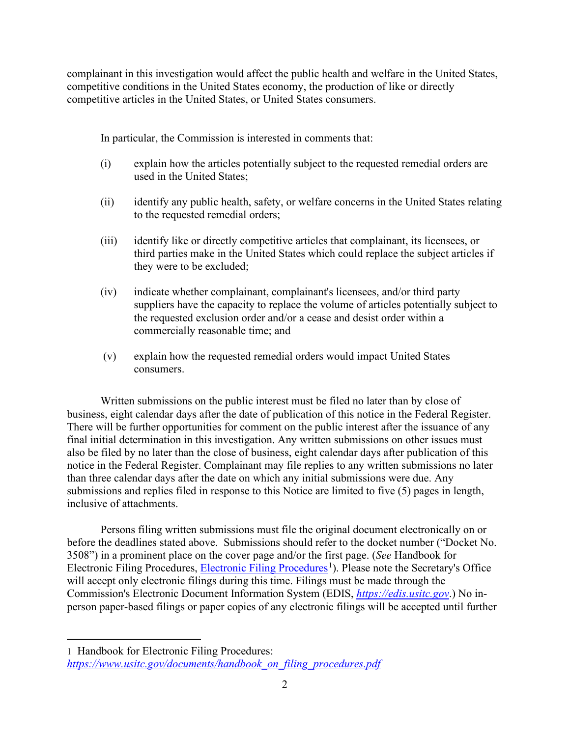complainant in this investigation would affect the public health and welfare in the United States, competitive conditions in the United States economy, the production of like or directly competitive articles in the United States, or United States consumers.

In particular, the Commission is interested in comments that:

(i) explain how the articles potentially subject to the requested remedial orders are used in the United States;

(ii) identify any public health, safety, or welfare concerns in the United States relating to the requested remedial orders;

(iii) identify like or directly competitive articles that complainant, its licensees, or third parties make in the United States which could replace the subject articles if they were to be excluded;

(iv) indicate whether complainant, complainant's licensees, and/or third party suppliers have the capacity to replace the volume of articles potentially subject to the requested exclusion order and/or a cease and desist order within a commercially reasonable time; and

(v) explain how the requested remedial orders would impact United States consumers.

Written submissions on the public interest must be filed no later than by close of business, eight calendar days after the date of publication of this notice in the Federal Register. There will be further opportunities for comment on the public interest after the issuance of any final initial determination in this investigation. Any written submissions on other issues must also be filed by no later than the close of business, eight calendar days after publication of this notice in the Federal Register. Complainant may file replies to any written submissions no later than three calendar days after the date on which any initial submissions were due. Any submissions and replies filed in response to this Notice are limited to five (5) pages in length, inclusive of attachments.

Persons filing written submissions must file the original document electronically on or before the deadlines stated above. Submissions should refer to the docket number ("Docket No. 3508") in a prominent place on the cover page and/or the first page. (*See* Handbook for Electronic Filing Procedures, Electronic Filing Procedures[1]). Please note the Secretary's Office will accept only electronic filings during this time. Filings must be made through the Commission's Electronic Document Information System (EDIS, *https://edis.usitc.gov*.) No in-person paper-based filings or paper copies of any electronic filings will be accepted until further

---

1 Handbook for Electronic Filing Procedures: *https://www.usitc.gov/documents/handbook_on_filing_procedures.pdf*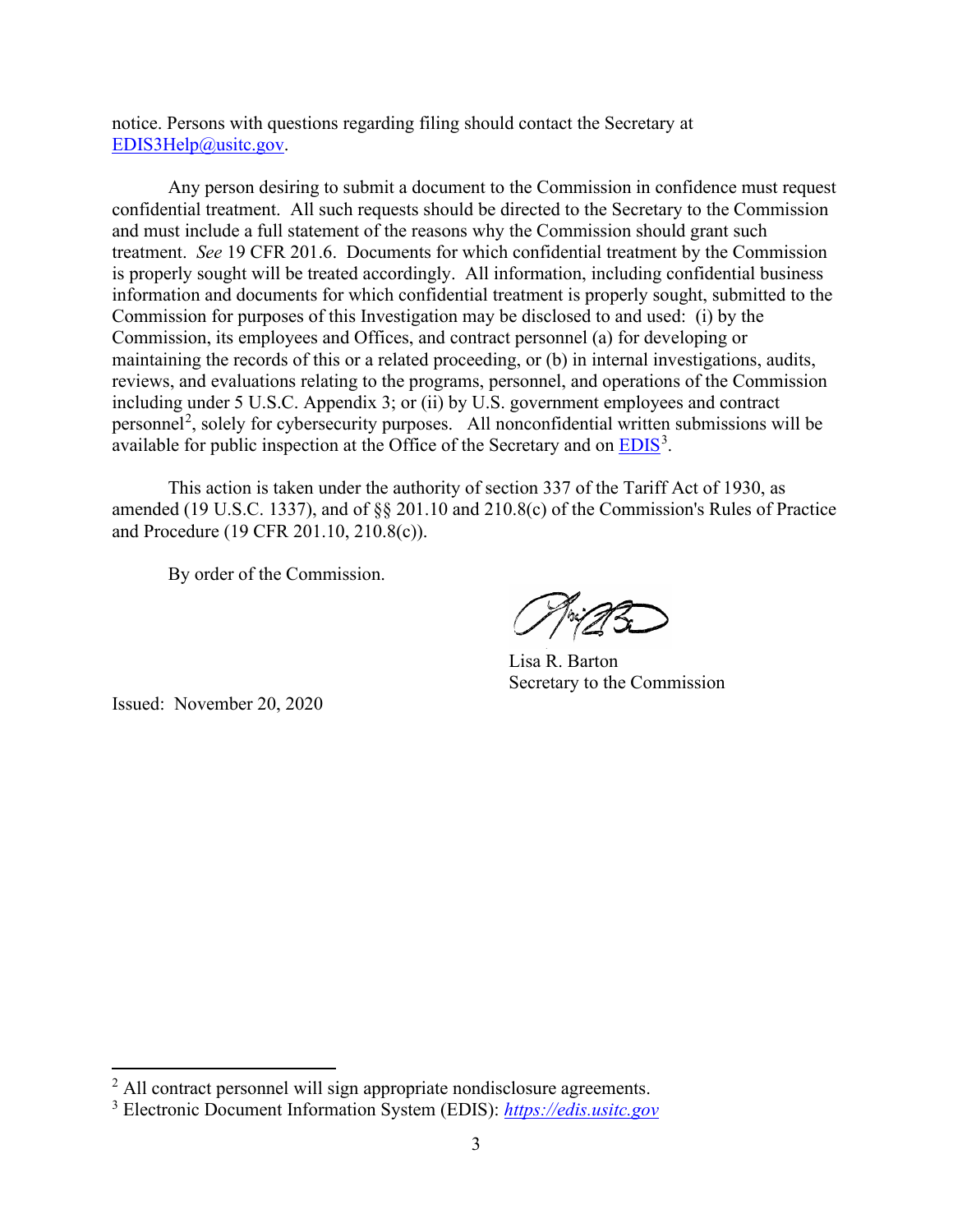notice. Persons with questions regarding filing should contact the Secretary at EDIS3Help@usitc.gov.

Any person desiring to submit a document to the Commission in confidence must request confidential treatment. All such requests should be directed to the Secretary to the Commission and must include a full statement of the reasons why the Commission should grant such treatment. *See* 19 CFR 201.6. Documents for which confidential treatment by the Commission is properly sought will be treated accordingly. All information, including confidential business information and documents for which confidential treatment is properly sought, submitted to the Commission for purposes of this Investigation may be disclosed to and used: (i) by the Commission, its employees and Offices, and contract personnel (a) for developing or maintaining the records of this or a related proceeding, or (b) in internal investigations, audits, reviews, and evaluations relating to the programs, personnel, and operations of the Commission including under 5 U.S.C. Appendix 3; or (ii) by U.S. government employees and contract personnel[2], solely for cybersecurity purposes. All nonconfidential written submissions will be available for public inspection at the Office of the Secretary and on EDIS[3].

This action is taken under the authority of section 337 of the Tariff Act of 1930, as amended (19 U.S.C. 1337), and of §§ 201.10 and 210.8(c) of the Commission's Rules of Practice and Procedure (19 CFR 201.10, 210.8(c)).

By order of the Commission.

Lisa R. Barton
Secretary to the Commission

Issued: November 20, 2020

[2] All contract personnel will sign appropriate nondisclosure agreements.

[3] Electronic Document Information System (EDIS): *https://edis.usitc.gov*